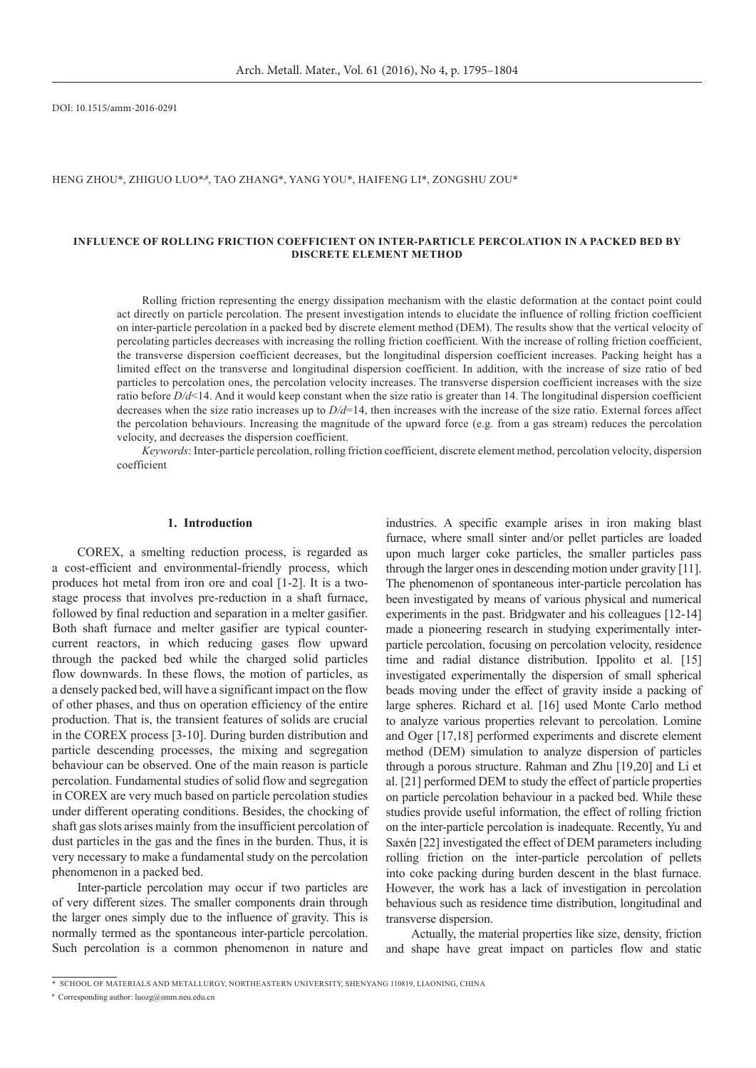DOI: 10.1515/amm-2016-0291

HENG ZHOU*, ZHIGUO LUO*[#], TAO ZHANG*, YANG YOU*, HAIFENG LI*, ZONGSHU ZOU*

# INFLUENCE OF ROLLING FRICTION COEFFICIENT ON INTER-PARTICLE PERCOLATION IN A PACKED BED BY DISCRETE ELEMENT METHOD

Rolling friction representing the energy dissipation mechanism with the elastic deformation at the contact point could act directly on particle percolation. The present investigation intends to elucidate the influence of rolling friction coefficient on inter-particle percolation in a packed bed by discrete element method (DEM). The results show that the vertical velocity of percolating particles decreases with increasing the rolling friction coefficient. With the increase of rolling friction coefficient, the transverse dispersion coefficient decreases, but the longitudinal dispersion coefficient increases. Packing height has a limited effect on the transverse and longitudinal dispersion coefficient. In addition, with the increase of size ratio of bed particles to percolation ones, the percolation velocity increases. The transverse dispersion coefficient increases with the size ratio before $D/d$<14. And it would keep constant when the size ratio is greater than 14. The longitudinal dispersion coefficient decreases when the size ratio increases up to $D/d$=14, then increases with the increase of the size ratio. External forces affect the percolation behaviours. Increasing the magnitude of the upward force (e.g. from a gas stream) reduces the percolation velocity, and decreases the dispersion coefficient.

*Keywords*: Inter-particle percolation, rolling friction coefficient, discrete element method, percolation velocity, dispersion coefficient

## 1. Introduction

COREX, a smelting reduction process, is regarded as a cost-efficient and environmental-friendly process, which produces hot metal from iron ore and coal [1-2]. It is a two-stage process that involves pre-reduction in a shaft furnace, followed by final reduction and separation in a melter gasifier. Both shaft furnace and melter gasifier are typical counter-current reactors, in which reducing gases flow upward through the packed bed while the charged solid particles flow downwards. In these flows, the motion of particles, as a densely packed bed, will have a significant impact on the flow of other phases, and thus on operation efficiency of the entire production. That is, the transient features of solids are crucial in the COREX process [3-10]. During burden distribution and particle descending processes, the mixing and segregation behaviour can be observed. One of the main reason is particle percolation. Fundamental studies of solid flow and segregation in COREX are very much based on particle percolation studies under different operating conditions. Besides, the chocking of shaft gas slots arises mainly from the insufficient percolation of dust particles in the gas and the fines in the burden. Thus, it is very necessary to make a fundamental study on the percolation phenomenon in a packed bed.

Inter-particle percolation may occur if two particles are of very different sizes. The smaller components drain through the larger ones simply due to the influence of gravity. This is normally termed as the spontaneous inter-particle percolation. Such percolation is a common phenomenon in nature and industries. A specific example arises in iron making blast furnace, where small sinter and/or pellet particles are loaded upon much larger coke particles, the smaller particles pass through the larger ones in descending motion under gravity [11]. The phenomenon of spontaneous inter-particle percolation has been investigated by means of various physical and numerical experiments in the past. Bridgwater and his colleagues [12-14] made a pioneering research in studying experimentally inter-particle percolation, focusing on percolation velocity, residence time and radial distance distribution. Ippolito et al. [15] investigated experimentally the dispersion of small spherical beads moving under the effect of gravity inside a packing of large spheres. Richard et al. [16] used Monte Carlo method to analyze various properties relevant to percolation. Lomine and Oger [17,18] performed experiments and discrete element method (DEM) simulation to analyze dispersion of particles through a porous structure. Rahman and Zhu [19,20] and Li et al. [21] performed DEM to study the effect of particle properties on particle percolation behaviour in a packed bed. While these studies provide useful information, the effect of rolling friction on the inter-particle percolation is inadequate. Recently, Yu and Saxén [22] investigated the effect of DEM parameters including rolling friction on the inter-particle percolation of pellets into coke packing during burden descent in the blast furnace. However, the work has a lack of investigation in percolation behavious such as residence time distribution, longitudinal and transverse dispersion.

Actually, the material properties like size, density, friction and shape have great impact on particles flow and static

\* SCHOOL OF MATERIALS AND METALLURGY, NORTHEASTERN UNIVERSITY, SHENYANG 110819, LIAONING, CHINA

[#] Corresponding author: luozg@smm.neu.edu.cn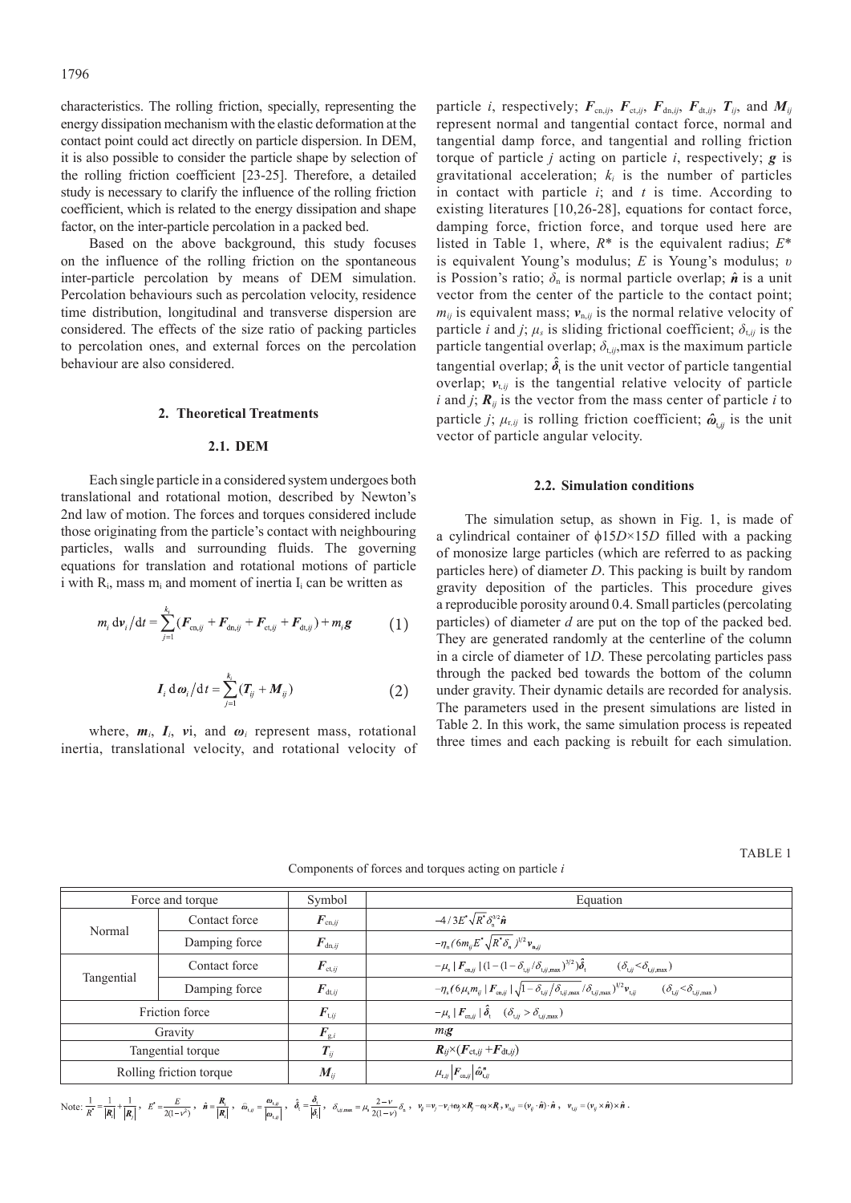characteristics. The rolling friction, specially, representing the energy dissipation mechanism with the elastic deformation at the contact point could act directly on particle dispersion. In DEM, it is also possible to consider the particle shape by selection of the rolling friction coefficient [23-25]. Therefore, a detailed study is necessary to clarify the influence of the rolling friction coefficient, which is related to the energy dissipation and shape factor, on the inter-particle percolation in a packed bed.

Based on the above background, this study focuses on the influence of the rolling friction on the spontaneous inter-particle percolation by means of DEM simulation. Percolation behaviours such as percolation velocity, residence time distribution, longitudinal and transverse dispersion are considered. The effects of the size ratio of packing particles to percolation ones, and external forces on the percolation behaviour are also considered.

## 2. Theoretical Treatments

### 2.1. DEM

Each single particle in a considered system undergoes both translational and rotational motion, described by Newton's 2nd law of motion. The forces and torques considered include those originating from the particle's contact with neighbouring particles, walls and surrounding fluids. The governing equations for translation and rotational motions of particle i with $R_i$, mass $m_i$ and moment of inertia $I_i$ can be written as

$$m_i \,\mathrm{d}\boldsymbol{v}_i/\mathrm{d}t = \sum_{j=1}^{k_i}(\boldsymbol{F}_{\mathrm{cn},ij} + \boldsymbol{F}_{\mathrm{dn},ij} + \boldsymbol{F}_{\mathrm{ct},ij} + \boldsymbol{F}_{\mathrm{dt},ij}) + m_i\boldsymbol{g} \qquad (1)$$

$$\boldsymbol{I}_i \,\mathrm{d}\boldsymbol{\omega}_i/\mathrm{d}t = \sum_{j=1}^{k_i}(\boldsymbol{T}_{ij} + \boldsymbol{M}_{ij}) \qquad (2)$$

where, $\boldsymbol{m}_i$, $\boldsymbol{I}_i$, $\boldsymbol{v}$i, and $\boldsymbol{\omega}_i$ represent mass, rotational inertia, translational velocity, and rotational velocity of particle $i$, respectively; $\boldsymbol{F}_{\mathrm{cn},ij}$, $\boldsymbol{F}_{\mathrm{ct},ij}$, $\boldsymbol{F}_{\mathrm{dn},ij}$, $\boldsymbol{F}_{\mathrm{dt},ij}$, $\boldsymbol{T}_{ij}$, and $\boldsymbol{M}_{ij}$ represent normal and tangential contact force, normal and tangential damp force, and tangential and rolling friction torque of particle $j$ acting on particle $i$, respectively; $\boldsymbol{g}$ is gravitational acceleration; $k_i$ is the number of particles in contact with particle $i$; and $t$ is time. According to existing literatures [10,26-28], equations for contact force, damping force, friction force, and torque used here are listed in Table 1, where, $R^*$ is the equivalent radius; $E^*$ is equivalent Young's modulus; $E$ is Young's modulus; $\upsilon$ is Possion's ratio; $\delta_\mathrm{n}$ is normal particle overlap; $\hat{\boldsymbol{n}}$ is a unit vector from the center of the particle to the contact point; $m_{ij}$ is equivalent mass; $\boldsymbol{v}_{\mathrm{n},ij}$ is the normal relative velocity of particle $i$ and $j$; $\mu_s$ is sliding frictional coefficient; $\delta_{\mathrm{t},ij}$ is the particle tangential overlap; $\delta_{\mathrm{t},ij}$,max is the maximum particle tangential overlap; $\hat{\boldsymbol{\delta}}_\mathrm{t}$ is the unit vector of particle tangential overlap; $\boldsymbol{v}_{\mathrm{t},ij}$ is the tangential relative velocity of particle $i$ and $j$; $\boldsymbol{R}_{ij}$ is the vector from the mass center of particle $i$ to particle $j$; $\mu_{\mathrm{r},ij}$ is rolling friction coefficient; $\hat{\boldsymbol{\omega}}_{\mathrm{t},ij}$ is the unit vector of particle angular velocity.

### 2.2. Simulation conditions

The simulation setup, as shown in Fig. 1, is made of a cylindrical container of ϕ15$D$×15$D$ filled with a packing of monosize large particles (which are referred to as packing particles here) of diameter $D$. This packing is built by random gravity deposition of the particles. This procedure gives a reproducible porosity around 0.4. Small particles (percolating particles) of diameter $d$ are put on the top of the packed bed. They are generated randomly at the centerline of the column in a circle of diameter of 1$D$. These percolating particles pass through the packed bed towards the bottom of the column under gravity. Their dynamic details are recorded for analysis. The parameters used in the present simulations are listed in Table 2. In this work, the same simulation process is repeated three times and each packing is rebuilt for each simulation.

TABLE 1

Components of forces and torques acting on particle $i$

| Force and torque | | Symbol | Equation |
|---|---|---|---|
| Normal | Contact force | $\boldsymbol{F}_{\mathrm{cn},ij}$ | $-4/3E^*\sqrt{R^*}\delta_\mathrm{n}^{3/2}\hat{\boldsymbol{n}}$ |
| | Damping force | $\boldsymbol{F}_{\mathrm{dn},ij}$ | $-\eta_\mathrm{n}(6m_{ij}E^*\sqrt{R^*\delta_\mathrm{n}})^{1/2}\boldsymbol{v}_{\mathrm{n},ij}$ |
| Tangential | Contact force | $\boldsymbol{F}_{\mathrm{ct},ij}$ | $-\mu_\mathrm{s}\lvert\boldsymbol{F}_{\mathrm{cn},ij}\rvert(1-(1-\delta_{\mathrm{t},ij}/\delta_{\mathrm{t},ij,\max})^{3/2})\hat{\boldsymbol{\delta}}_\mathrm{t} \quad (\delta_{\mathrm{t},ij}<\delta_{\mathrm{t},ij,\max})$ |
| | Damping force | $\boldsymbol{F}_{\mathrm{dt},ij}$ | $-\eta_\mathrm{t}(6\mu_\mathrm{s}m_{ij}\lvert\boldsymbol{F}_{\mathrm{cn},ij}\rvert\sqrt{1-\delta_{\mathrm{t},ij}/\delta_{\mathrm{t},ij,\max}}/\delta_{\mathrm{t},ij,\max})^{1/2}\boldsymbol{v}_{\mathrm{t},ij} \quad (\delta_{\mathrm{t},ij}<\delta_{\mathrm{t},ij,\max})$ |
| Friction force | | $\boldsymbol{F}_{\mathrm{t},ij}$ | $-\mu_\mathrm{s}\lvert\boldsymbol{F}_{\mathrm{cn},ij}\rvert\hat{\boldsymbol{\delta}}_\mathrm{t} \quad (\delta_{\mathrm{t},ij}>\delta_{\mathrm{t},ij,\max})$ |
| Gravity | | $\boldsymbol{F}_{\mathrm{g},i}$ | $m_i\boldsymbol{g}$ |
| Tangential torque | | $\boldsymbol{T}_{ij}$ | $\boldsymbol{R}_{ij}\times(\boldsymbol{F}_{\mathrm{ct},ij}+\boldsymbol{F}_{\mathrm{dt},ij})$ |
| Rolling friction torque | | $\boldsymbol{M}_{ij}$ | $\mu_{\mathrm{r},ij}\lvert\boldsymbol{F}_{\mathrm{cn},ij}\rvert\hat{\boldsymbol{\omega}}^\mathrm{n}_{\mathrm{t},ij}$ |

Note: $\frac{1}{R^*}=\frac{1}{\lvert\boldsymbol{R}_i\rvert}+\frac{1}{\lvert\boldsymbol{R}_j\rvert}$, $E^*=\frac{E}{2(1-\nu^2)}$, $\hat{\boldsymbol{n}}=\frac{\boldsymbol{R}_i}{\lvert\boldsymbol{R}_i\rvert}$, $\hat{\boldsymbol{\omega}}_{\mathrm{t},ij}=\frac{\boldsymbol{\omega}_{\mathrm{t},ij}}{\lvert\boldsymbol{\omega}_{\mathrm{t},ij}\rvert}$, $\hat{\boldsymbol{\delta}}_\mathrm{t}=\frac{\boldsymbol{\delta}_\mathrm{t}}{\lvert\boldsymbol{\delta}_\mathrm{t}\rvert}$, $\delta_{\mathrm{t},ij,\max}=\mu_\mathrm{s}\frac{2-\nu}{2(1-\nu)}\delta_\mathrm{n}$, $\boldsymbol{v}_{ij}=\boldsymbol{v}_j-\boldsymbol{v}_i+\boldsymbol{\omega}_j\times\boldsymbol{R}_j-\boldsymbol{\omega}_i\times\boldsymbol{R}_i$, $\boldsymbol{v}_{\mathrm{n},ij}=(\boldsymbol{v}_{ij}\cdot\hat{\boldsymbol{n}})\cdot\hat{\boldsymbol{n}}$, $\boldsymbol{v}_{\mathrm{t},ij}=(\boldsymbol{v}_{ij}\times\hat{\boldsymbol{n}})\times\hat{\boldsymbol{n}}$.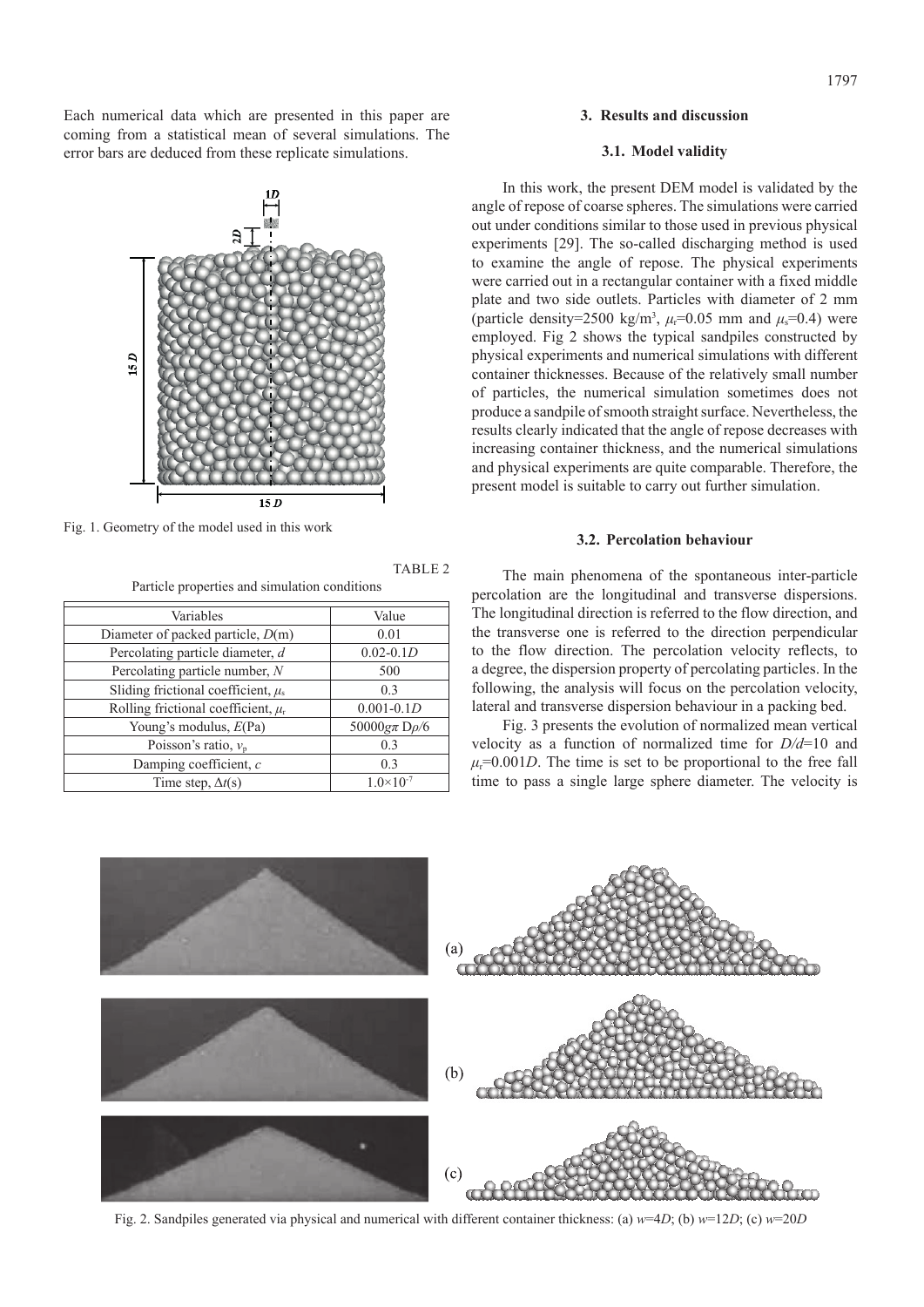Each numerical data which are presented in this paper are coming from a statistical mean of several simulations. The error bars are deduced from these replicate simulations.

Fig. 1. Geometry of the model used in this work

TABLE 2

Particle properties and simulation conditions

| Variables | Value |
|---|---|
| Diameter of packed particle, $D$(m) | 0.01 |
| Percolating particle diameter, $d$ | 0.02-0.1$D$ |
| Percolating particle number, $N$ | 500 |
| Sliding frictional coefficient, $\mu_s$ | 0.3 |
| Rolling frictional coefficient, $\mu_r$ | 0.001-0.1$D$ |
| Young's modulus, $E$(Pa) | $50000g\pi D\rho/6$ |
| Poisson's ratio, $v_p$ | 0.3 |
| Damping coefficient, $c$ | 0.3 |
| Time step, $\Delta t$(s) | $1.0\times10^{-7}$ |

## 3. Results and discussion

### 3.1. Model validity

In this work, the present DEM model is validated by the angle of repose of coarse spheres. The simulations were carried out under conditions similar to those used in previous physical experiments [29]. The so-called discharging method is used to examine the angle of repose. The physical experiments were carried out in a rectangular container with a fixed middle plate and two side outlets. Particles with diameter of 2 mm (particle density=2500 kg/m$^3$, $\mu_r$=0.05 mm and $\mu_s$=0.4) were employed. Fig 2 shows the typical sandpiles constructed by physical experiments and numerical simulations with different container thicknesses. Because of the relatively small number of particles, the numerical simulation sometimes does not produce a sandpile of smooth straight surface. Nevertheless, the results clearly indicated that the angle of repose decreases with increasing container thickness, and the numerical simulations and physical experiments are quite comparable. Therefore, the present model is suitable to carry out further simulation.

### 3.2. Percolation behaviour

The main phenomena of the spontaneous inter-particle percolation are the longitudinal and transverse dispersions. The longitudinal direction is referred to the flow direction, and the transverse one is referred to the direction perpendicular to the flow direction. The percolation velocity reflects, to a degree, the dispersion property of percolating particles. In the following, the analysis will focus on the percolation velocity, lateral and transverse dispersion behaviour in a packing bed.

Fig. 3 presents the evolution of normalized mean vertical velocity as a function of normalized time for $D/d$=10 and $\mu_r$=0.001$D$. The time is set to be proportional to the free fall time to pass a single large sphere diameter. The velocity is

Fig. 2. Sandpiles generated via physical and numerical with different container thickness: (a) $w$=4$D$; (b) $w$=12$D$; (c) $w$=20$D$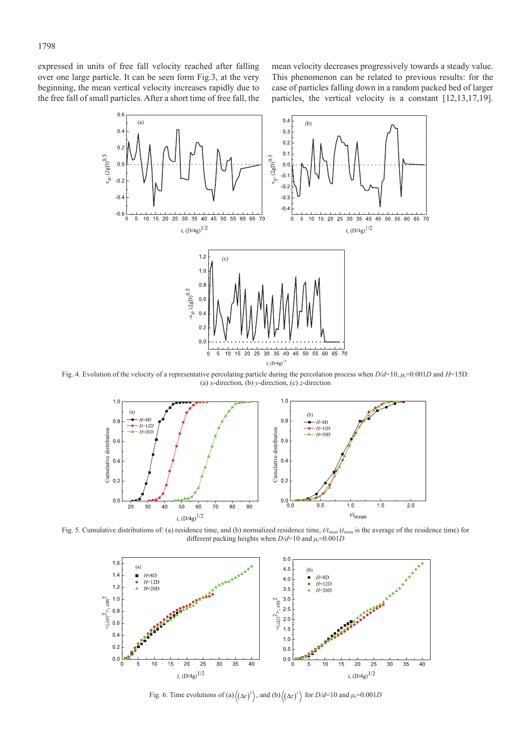expressed in units of free fall velocity reached after falling over one large particle. It can be seen form Fig.3, at the very beginning, the mean vertical velocity increases rapidly due to the free fall of small particles. After a short time of free fall, the mean velocity decreases progressively towards a steady value. This phenomenon can be related to previous results: for the case of particles falling down in a random packed bed of larger particles, the vertical velocity is a constant [12,13,17,19].

Fig. 4. Evolution of the velocity of a representative percolating particle during the percolation process when $D/d$=10, $\mu_r$=0.001$D$ and $H$=15$D$: (a) $x$-direction, (b) $y$-direction, (c) $z$-direction

Fig. 5. Cumulative distributions of: (a) residence time, and (b) normalized residence time, $t/t_{mean}$ ($t_{mean}$ is the average of the residence time) for different packing heights when $D/d$=10 and $\mu_r$=0.001$D$

Fig. 6. Time evolutions of (a) $\left\langle (\Delta r)^2 \right\rangle$, and (b) $\left\langle (\Delta z)^2 \right\rangle$ for $D/d$=10 and $\mu_r$=0.001$D$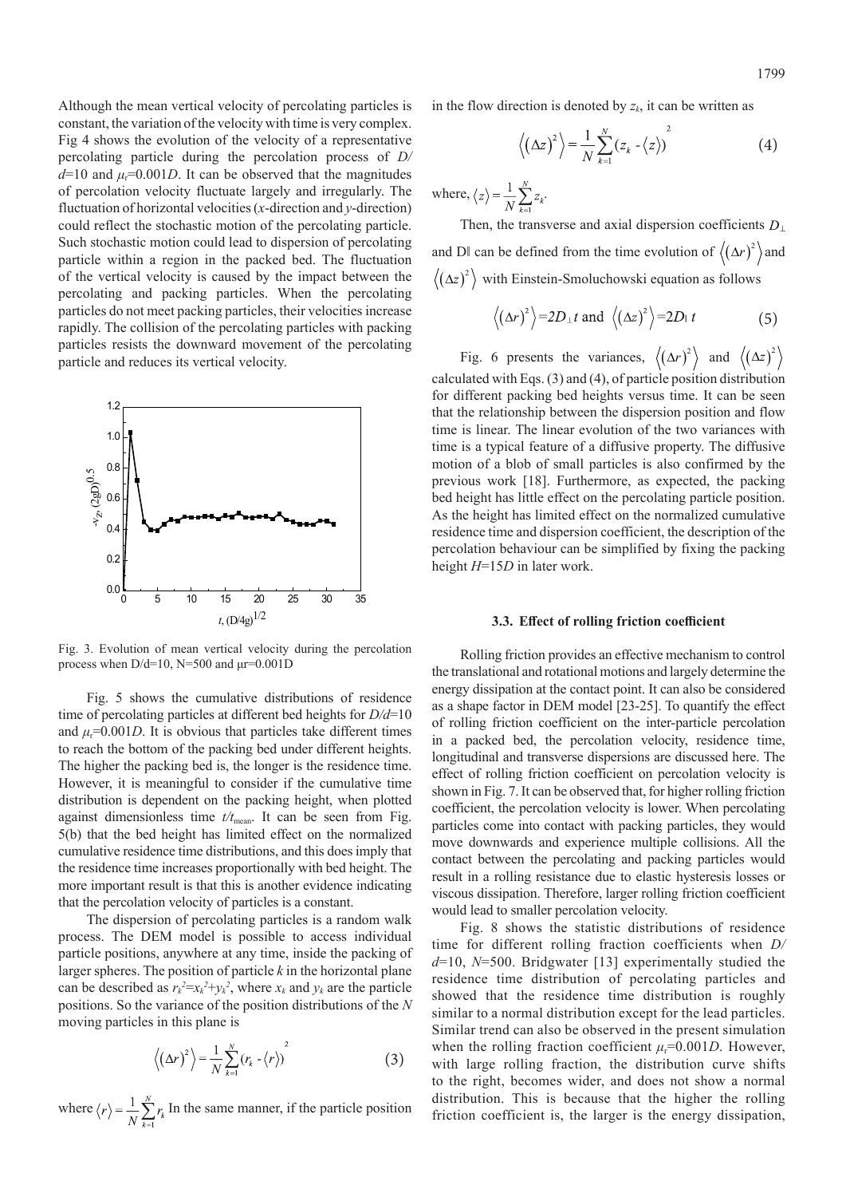Although the mean vertical velocity of percolating particles is constant, the variation of the velocity with time is very complex. Fig 4 shows the evolution of the velocity of a representative percolating particle during the percolation process of $D/d$=10 and $\mu_r$=0.001$D$. It can be observed that the magnitudes of percolation velocity fluctuate largely and irregularly. The fluctuation of horizontal velocities ($x$-direction and $y$-direction) could reflect the stochastic motion of the percolating particle. Such stochastic motion could lead to dispersion of percolating particle within a region in the packed bed. The fluctuation of the vertical velocity is caused by the impact between the percolating and packing particles. When the percolating particles do not meet packing particles, their velocities increase rapidly. The collision of the percolating particles with packing particles resists the downward movement of the percolating particle and reduces its vertical velocity.

Fig. 3. Evolution of mean vertical velocity during the percolation process when D/d=10, N=500 and μr=0.001D

Fig. 5 shows the cumulative distributions of residence time of percolating particles at different bed heights for $D/d$=10 and $\mu_r$=0.001$D$. It is obvious that particles take different times to reach the bottom of the packing bed under different heights. The higher the packing bed is, the longer is the residence time. However, it is meaningful to consider if the cumulative time distribution is dependent on the packing height, when plotted against dimensionless time $t/t_{\text{mean}}$. It can be seen from Fig. 5(b) that the bed height has limited effect on the normalized cumulative residence time distributions, and this does imply that the residence time increases proportionally with bed height. The more important result is that this is another evidence indicating that the percolation velocity of particles is a constant.

The dispersion of percolating particles is a random walk process. The DEM model is possible to access individual particle positions, anywhere at any time, inside the packing of larger spheres. The position of particle $k$ in the horizontal plane can be described as $r_k^2=x_k^2+y_k^2$, where $x_k$ and $y_k$ are the particle positions. So the variance of the position distributions of the $N$ moving particles in this plane is

$$\left\langle (\Delta r)^2 \right\rangle = \frac{1}{N}\sum_{k=1}^{N}(r_k - \langle r \rangle)^2 \tag{3}$$

where $\langle r \rangle = \frac{1}{N}\sum_{k=1}^{N} r_k$ In the same manner, if the particle position in the flow direction is denoted by $z_k$, it can be written as

$$\left\langle (\Delta z)^2 \right\rangle = \frac{1}{N}\sum_{k=1}^{N}(z_k - \langle z \rangle)^2 \tag{4}$$

where, $\langle z \rangle = \frac{1}{N}\sum_{k=1}^{N} z_k$.

Then, the transverse and axial dispersion coefficients $D_\perp$ and $D_\parallel$ can be defined from the time evolution of $\left\langle (\Delta r)^2 \right\rangle$ and $\left\langle (\Delta z)^2 \right\rangle$ with Einstein-Smoluchowski equation as follows

$$\left\langle (\Delta r)^2 \right\rangle = 2D_\perp t \text{ and } \left\langle (\Delta z)^2 \right\rangle = 2D_\parallel t \tag{5}$$

Fig. 6 presents the variances, $\left\langle (\Delta r)^2 \right\rangle$ and $\left\langle (\Delta z)^2 \right\rangle$ calculated with Eqs. (3) and (4), of particle position distribution for different packing bed heights versus time. It can be seen that the relationship between the dispersion position and flow time is linear. The linear evolution of the two variances with time is a typical feature of a diffusive property. The diffusive motion of a blob of small particles is also confirmed by the previous work [18]. Furthermore, as expected, the packing bed height has little effect on the percolating particle position. As the height has limited effect on the normalized cumulative residence time and dispersion coefficient, the description of the percolation behaviour can be simplified by fixing the packing height $H$=15$D$ in later work.

### 3.3. Effect of rolling friction coefficient

Rolling friction provides an effective mechanism to control the translational and rotational motions and largely determine the energy dissipation at the contact point. It can also be considered as a shape factor in DEM model [23-25]. To quantify the effect of rolling friction coefficient on the inter-particle percolation in a packed bed, the percolation velocity, residence time, longitudinal and transverse dispersions are discussed here. The effect of rolling friction coefficient on percolation velocity is shown in Fig. 7. It can be observed that, for higher rolling friction coefficient, the percolation velocity is lower. When percolating particles come into contact with packing particles, they would move downwards and experience multiple collisions. All the contact between the percolating and packing particles would result in a rolling resistance due to elastic hysteresis losses or viscous dissipation. Therefore, larger rolling friction coefficient would lead to smaller percolation velocity.

Fig. 8 shows the statistic distributions of residence time for different rolling fraction coefficients when $D/d$=10, $N$=500. Bridgwater [13] experimentally studied the residence time distribution of percolating particles and showed that the residence time distribution is roughly similar to a normal distribution except for the lead particles. Similar trend can also be observed in the present simulation when the rolling fraction coefficient $\mu_r$=0.001$D$. However, with large rolling fraction, the distribution curve shifts to the right, becomes wider, and does not show a normal distribution. This is because that the higher the rolling friction coefficient is, the larger is the energy dissipation,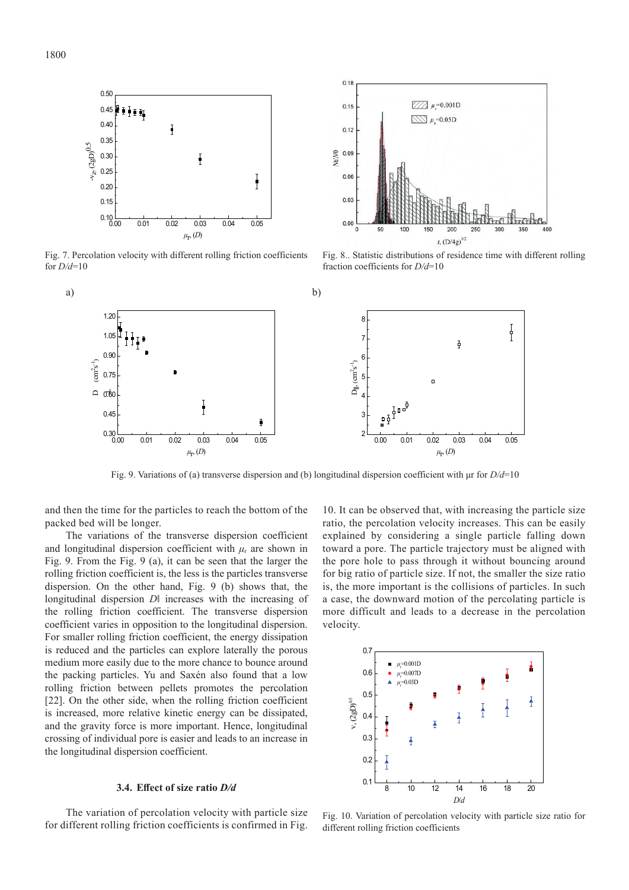Fig. 7. Percolation velocity with different rolling friction coefficients for $D/d$=10

Fig. 8.. Statistic distributions of residence time with different rolling fraction coefficients for $D/d$=10

Fig. 9. Variations of (a) transverse dispersion and (b) longitudinal dispersion coefficient with μr for $D/d$=10

and then the time for the particles to reach the bottom of the packed bed will be longer.

The variations of the transverse dispersion coefficient and longitudinal dispersion coefficient with $\mu_r$ are shown in Fig. 9. From the Fig. 9 (a), it can be seen that the larger the rolling friction coefficient is, the less is the particles transverse dispersion. On the other hand, Fig. 9 (b) shows that, the longitudinal dispersion $D\|$ increases with the increasing of the rolling friction coefficient. The transverse dispersion coefficient varies in opposition to the longitudinal dispersion. For smaller rolling friction coefficient, the energy dissipation is reduced and the particles can explore laterally the porous medium more easily due to the more chance to bounce around the packing particles. Yu and Saxén also found that a low rolling friction between pellets promotes the percolation [22]. On the other side, when the rolling friction coefficient is increased, more relative kinetic energy can be dissipated, and the gravity force is more important. Hence, longitudinal crossing of individual pore is easier and leads to an increase in the longitudinal dispersion coefficient.

### 3.4. Effect of size ratio *D/d*

The variation of percolation velocity with particle size for different rolling friction coefficients is confirmed in Fig. 10. It can be observed that, with increasing the particle size ratio, the percolation velocity increases. This can be easily explained by considering a single particle falling down toward a pore. The particle trajectory must be aligned with the pore hole to pass through it without bouncing around for big ratio of particle size. If not, the smaller the size ratio is, the more important is the collisions of particles. In such a case, the downward motion of the percolating particle is more difficult and leads to a decrease in the percolation velocity.

Fig. 10. Variation of percolation velocity with particle size ratio for different rolling friction coefficients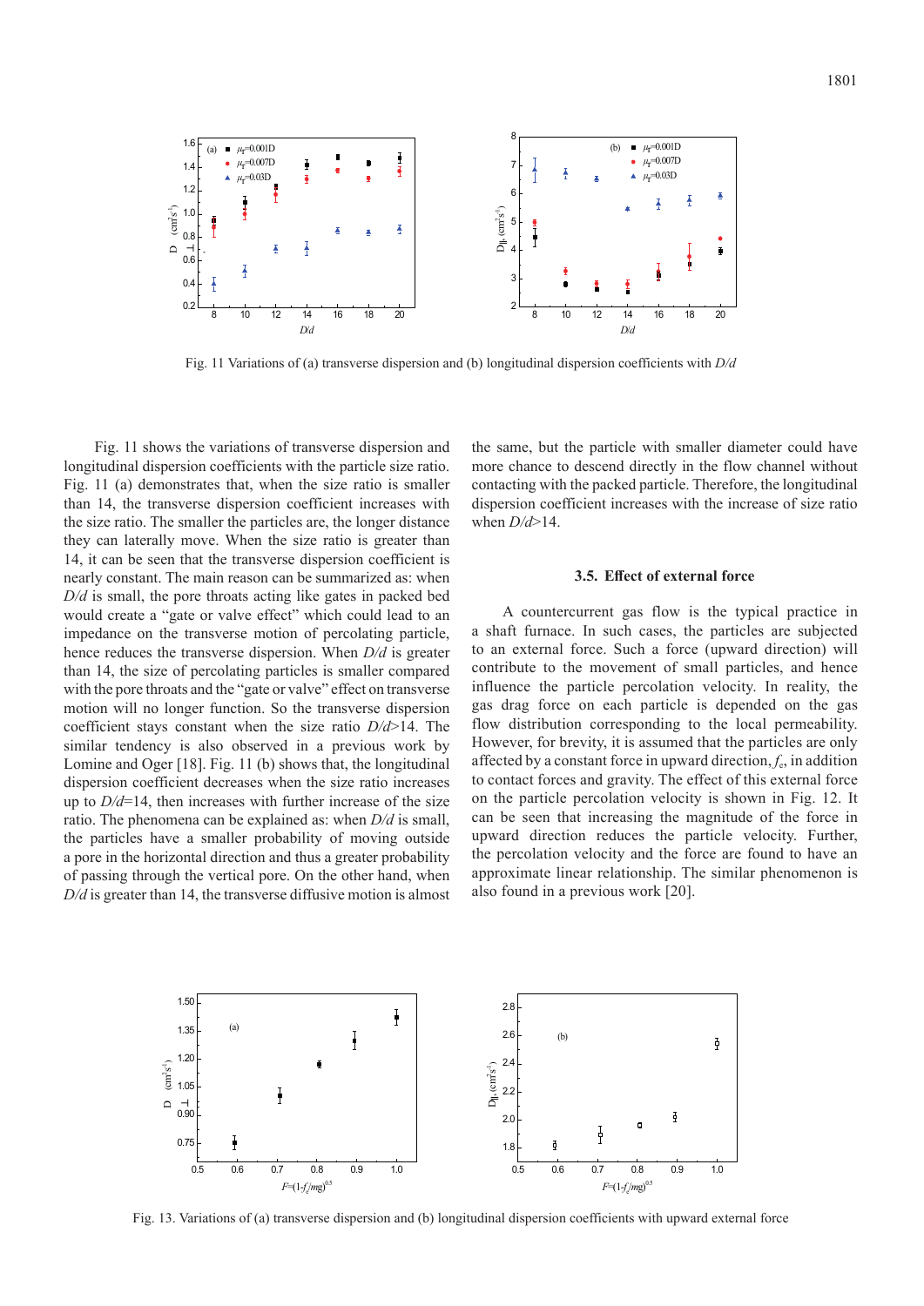Fig. 11 Variations of (a) transverse dispersion and (b) longitudinal dispersion coefficients with $D/d$

Fig. 11 shows the variations of transverse dispersion and longitudinal dispersion coefficients with the particle size ratio. Fig. 11 (a) demonstrates that, when the size ratio is smaller than 14, the transverse dispersion coefficient increases with the size ratio. The smaller the particles are, the longer distance they can laterally move. When the size ratio is greater than 14, it can be seen that the transverse dispersion coefficient is nearly constant. The main reason can be summarized as: when $D/d$ is small, the pore throats acting like gates in packed bed would create a "gate or valve effect" which could lead to an impedance on the transverse motion of percolating particle, hence reduces the transverse dispersion. When $D/d$ is greater than 14, the size of percolating particles is smaller compared with the pore throats and the "gate or valve" effect on transverse motion will no longer function. So the transverse dispersion coefficient stays constant when the size ratio $D/d$>14. The similar tendency is also observed in a previous work by Lomine and Oger [18]. Fig. 11 (b) shows that, the longitudinal dispersion coefficient decreases when the size ratio increases up to $D/d$=14, then increases with further increase of the size ratio. The phenomena can be explained as: when $D/d$ is small, the particles have a smaller probability of moving outside a pore in the horizontal direction and thus a greater probability of passing through the vertical pore. On the other hand, when $D/d$ is greater than 14, the transverse diffusive motion is almost the same, but the particle with smaller diameter could have more chance to descend directly in the flow channel without contacting with the packed particle. Therefore, the longitudinal dispersion coefficient increases with the increase of size ratio when $D/d$>14.

### 3.5. Effect of external force

A countercurrent gas flow is the typical practice in a shaft furnace. In such cases, the particles are subjected to an external force. Such a force (upward direction) will contribute to the movement of small particles, and hence influence the particle percolation velocity. In reality, the gas drag force on each particle is depended on the gas flow distribution corresponding to the local permeability. However, for brevity, it is assumed that the particles are only affected by a constant force in upward direction, $f_e$, in addition to contact forces and gravity. The effect of this external force on the particle percolation velocity is shown in Fig. 12. It can be seen that increasing the magnitude of the force in upward direction reduces the particle velocity. Further, the percolation velocity and the force are found to have an approximate linear relationship. The similar phenomenon is also found in a previous work [20].

Fig. 13. Variations of (a) transverse dispersion and (b) longitudinal dispersion coefficients with upward external force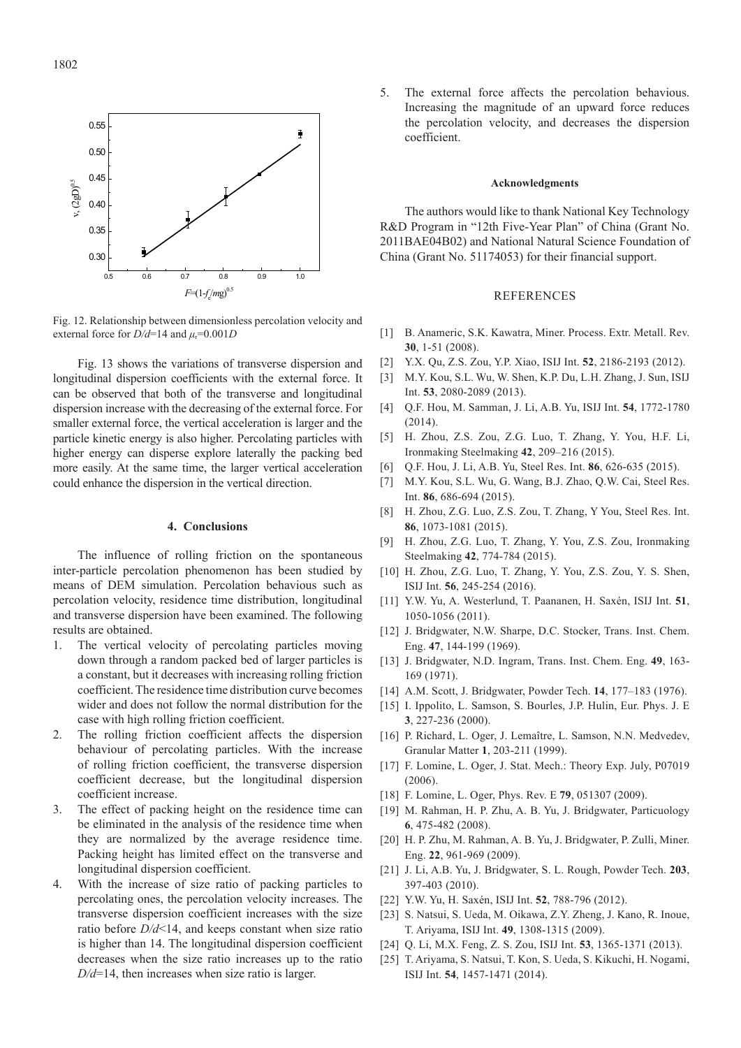Fig. 12. Relationship between dimensionless percolation velocity and external force for $D/d$=14 and $\mu_r$=0.001$D$

Fig. 13 shows the variations of transverse dispersion and longitudinal dispersion coefficients with the external force. It can be observed that both of the transverse and longitudinal dispersion increase with the decreasing of the external force. For smaller external force, the vertical acceleration is larger and the particle kinetic energy is also higher. Percolating particles with higher energy can disperse explore laterally the packing bed more easily. At the same time, the larger vertical acceleration could enhance the dispersion in the vertical direction.

## 4. Conclusions

The influence of rolling friction on the spontaneous inter-particle percolation phenomenon has been studied by means of DEM simulation. Percolation behavious such as percolation velocity, residence time distribution, longitudinal and transverse dispersion have been examined. The following results are obtained.

1. The vertical velocity of percolating particles moving down through a random packed bed of larger particles is a constant, but it decreases with increasing rolling friction coefficient. The residence time distribution curve becomes wider and does not follow the normal distribution for the case with high rolling friction coefficient.
2. The rolling friction coefficient affects the dispersion behaviour of percolating particles. With the increase of rolling friction coefficient, the transverse dispersion coefficient decrease, but the longitudinal dispersion coefficient increase.
3. The effect of packing height on the residence time can be eliminated in the analysis of the residence time when they are normalized by the average residence time. Packing height has limited effect on the transverse and longitudinal dispersion coefficient.
4. With the increase of size ratio of packing particles to percolating ones, the percolation velocity increases. The transverse dispersion coefficient increases with the size ratio before $D/d$<14, and keeps constant when size ratio is higher than 14. The longitudinal dispersion coefficient decreases when the size ratio increases up to the ratio $D/d$=14, then increases when size ratio is larger.
5. The external force affects the percolation behavious. Increasing the magnitude of an upward force reduces the percolation velocity, and decreases the dispersion coefficient.

### Acknowledgments

The authors would like to thank National Key Technology R&D Program in "12th Five-Year Plan" of China (Grant No. 2011BAE04B02) and National Natural Science Foundation of China (Grant No. 51174053) for their financial support.

## REFERENCES

[1] B. Anameric, S.K. Kawatra, Miner. Process. Extr. Metall. Rev. **30**, 1-51 (2008).
[2] Y.X. Qu, Z.S. Zou, Y.P. Xiao, ISIJ Int. **52**, 2186-2193 (2012).
[3] M.Y. Kou, S.L. Wu, W. Shen, K.P. Du, L.H. Zhang, J. Sun, ISIJ Int. **53**, 2080-2089 (2013).
[4] Q.F. Hou, M. Samman, J. Li, A.B. Yu, ISIJ Int. **54**, 1772-1780 (2014).
[5] H. Zhou, Z.S. Zou, Z.G. Luo, T. Zhang, Y. You, H.F. Li, Ironmaking Steelmaking **42**, 209–216 (2015).
[6] Q.F. Hou, J. Li, A.B. Yu, Steel Res. Int. **86**, 626-635 (2015).
[7] M.Y. Kou, S.L. Wu, G. Wang, B.J. Zhao, Q.W. Cai, Steel Res. Int. **86**, 686-694 (2015).
[8] H. Zhou, Z.G. Luo, Z.S. Zou, T. Zhang, Y You, Steel Res. Int. **86**, 1073-1081 (2015).
[9] H. Zhou, Z.G. Luo, T. Zhang, Y. You, Z.S. Zou, Ironmaking Steelmaking **42**, 774-784 (2015).
[10] H. Zhou, Z.G. Luo, T. Zhang, Y. You, Z.S. Zou, Y. S. Shen, ISIJ Int. **56**, 245-254 (2016).
[11] Y.W. Yu, A. Westerlund, T. Paananen, H. Saxén, ISIJ Int. **51**, 1050-1056 (2011).
[12] J. Bridgwater, N.W. Sharpe, D.C. Stocker, Trans. Inst. Chem. Eng. **47**, 144-199 (1969).
[13] J. Bridgwater, N.D. Ingram, Trans. Inst. Chem. Eng. **49**, 163-169 (1971).
[14] A.M. Scott, J. Bridgwater, Powder Tech. **14**, 177–183 (1976).
[15] I. Ippolito, L. Samson, S. Bourles, J.P. Hulin, Eur. Phys. J. E **3**, 227-236 (2000).
[16] P. Richard, L. Oger, J. Lemaître, L. Samson, N.N. Medvedev, Granular Matter **1**, 203-211 (1999).
[17] F. Lomine, L. Oger, J. Stat. Mech.: Theory Exp. July, P07019 (2006).
[18] F. Lomine, L. Oger, Phys. Rev. E **79**, 051307 (2009).
[19] M. Rahman, H. P. Zhu, A. B. Yu, J. Bridgwater, Particuology **6**, 475-482 (2008).
[20] H. P. Zhu, M. Rahman, A. B. Yu, J. Bridgwater, P. Zulli, Miner. Eng. **22**, 961-969 (2009).
[21] J. Li, A.B. Yu, J. Bridgwater, S. L. Rough, Powder Tech. **203**, 397-403 (2010).
[22] Y.W. Yu, H. Saxén, ISIJ Int. **52**, 788-796 (2012).
[23] S. Natsui, S. Ueda, M. Oikawa, Z.Y. Zheng, J. Kano, R. Inoue, T. Ariyama, ISIJ Int. **49**, 1308-1315 (2009).
[24] Q. Li, M.X. Feng, Z. S. Zou, ISIJ Int. **53**, 1365-1371 (2013).
[25] T. Ariyama, S. Natsui, T. Kon, S. Ueda, S. Kikuchi, H. Nogami, ISIJ Int. **54**, 1457-1471 (2014).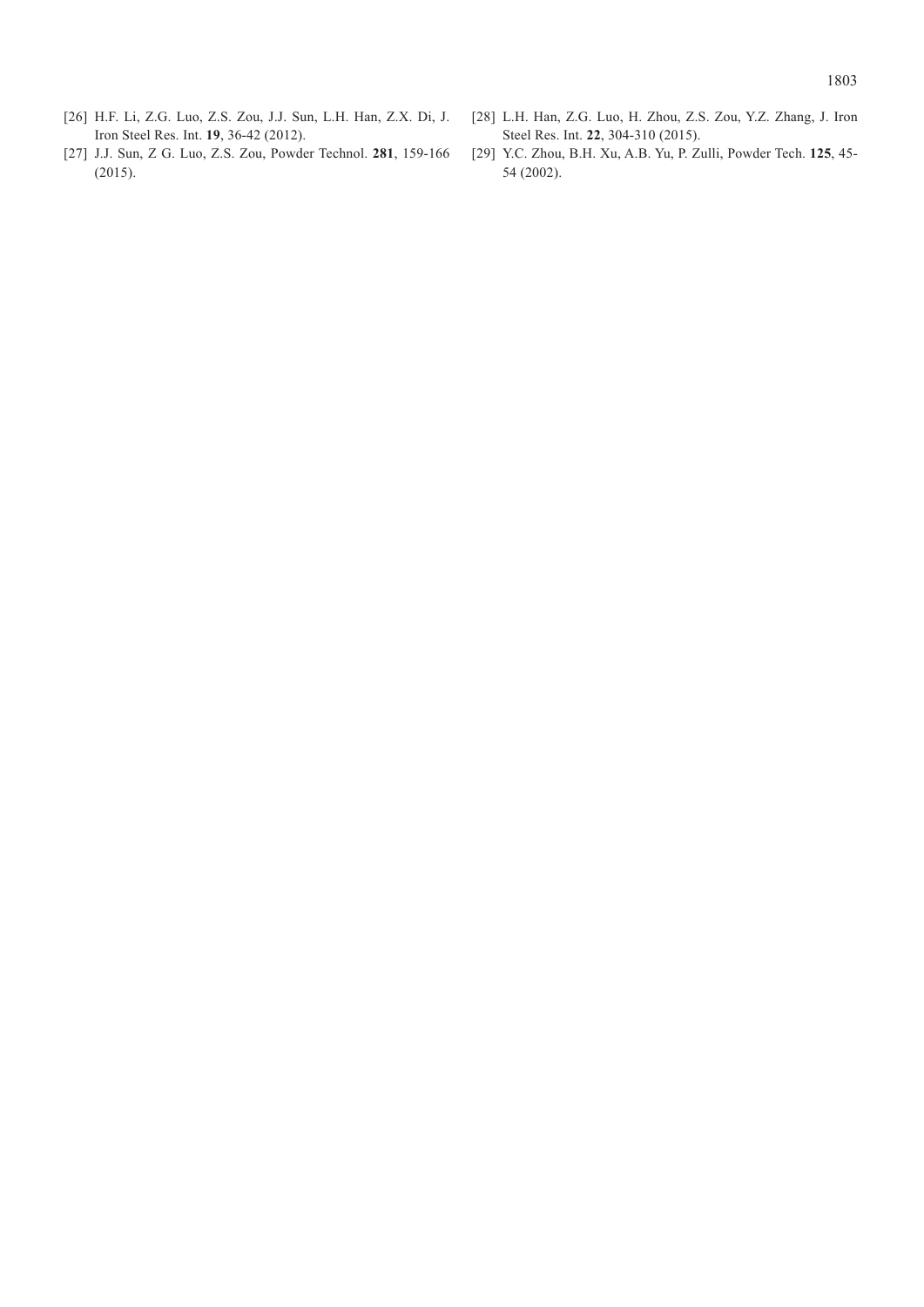[26] H.F. Li, Z.G. Luo, Z.S. Zou, J.J. Sun, L.H. Han, Z.X. Di, J. Iron Steel Res. Int. **19**, 36-42 (2012).

[27] J.J. Sun, Z G. Luo, Z.S. Zou, Powder Technol. **281**, 159-166 (2015).

[28] L.H. Han, Z.G. Luo, H. Zhou, Z.S. Zou, Y.Z. Zhang, J. Iron Steel Res. Int. **22**, 304-310 (2015).

[29] Y.C. Zhou, B.H. Xu, A.B. Yu, P. Zulli, Powder Tech. **125**, 45-54 (2002).